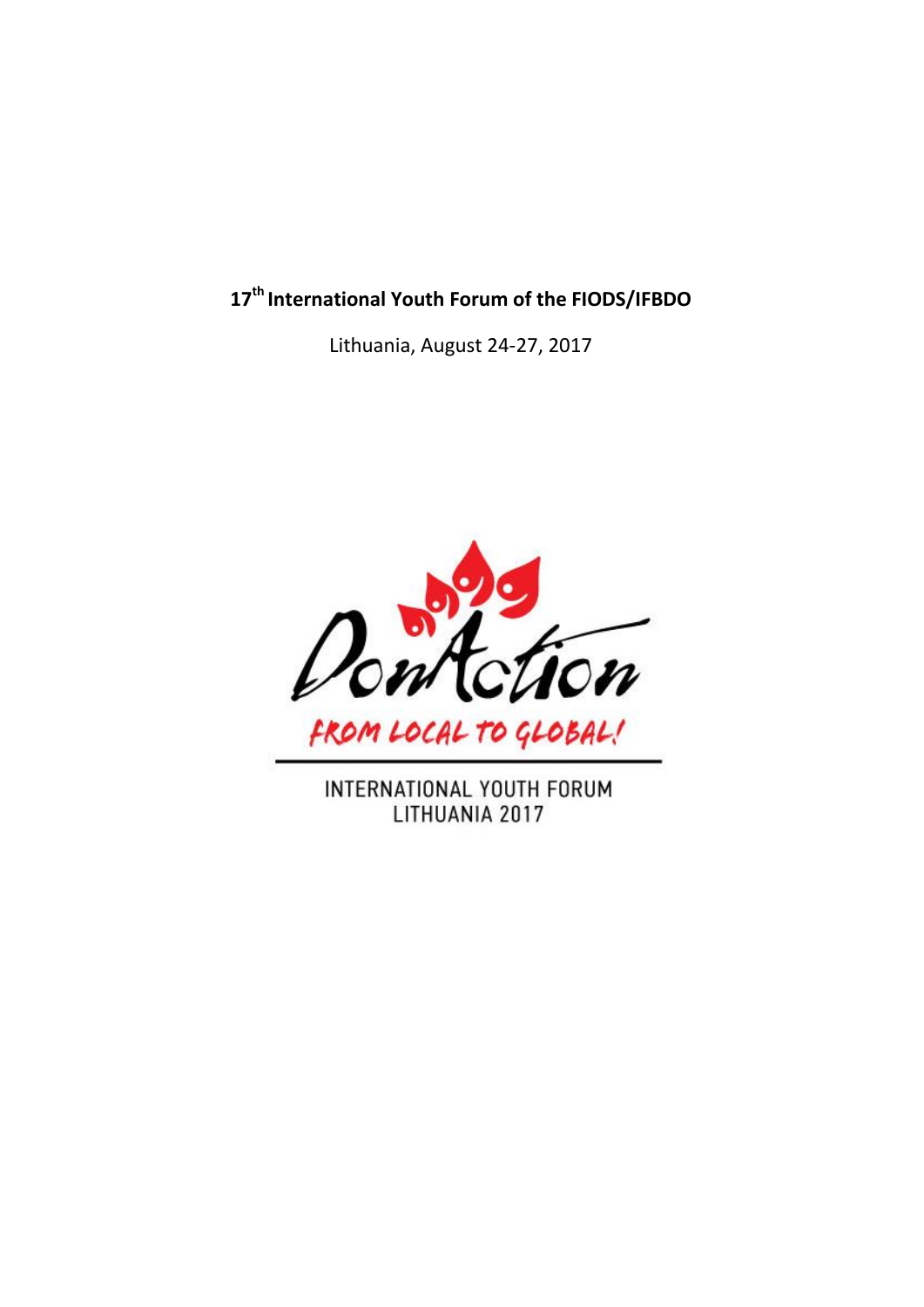**17th International Youth Forum of the FIODS/IFBDO**

Lithuania, August 24-27, 2017

DonAction

FROM LOCAL TO GLOBAL!

INTERNATIONAL YOUTH FORUM
LITHUANIA 2017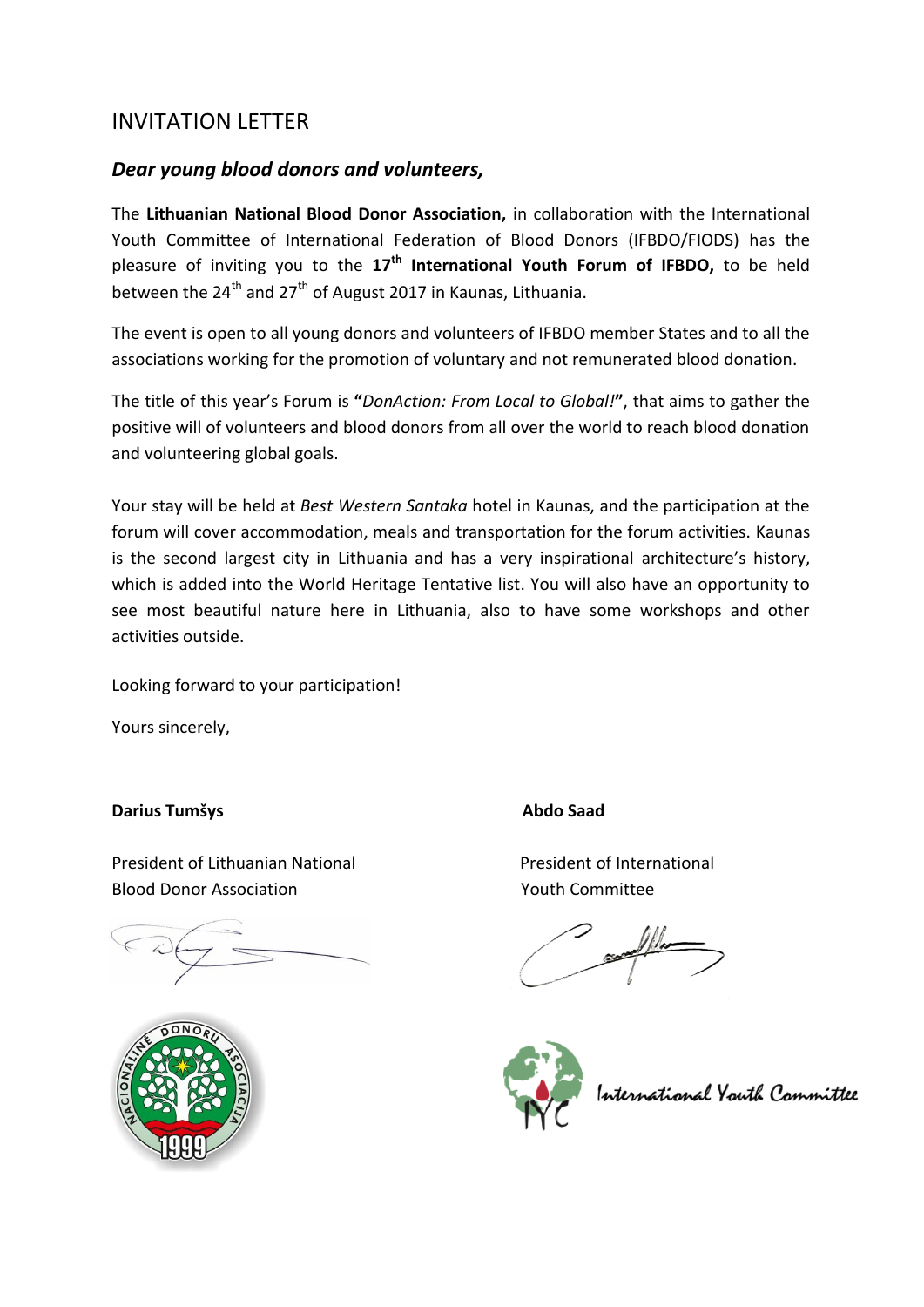# INVITATION LETTER

## *Dear young blood donors and volunteers,*

The **Lithuanian National Blood Donor Association,** in collaboration with the International Youth Committee of International Federation of Blood Donors (IFBDO/FIODS) has the pleasure of inviting you to the **17th International Youth Forum of IFBDO,** to be held between the 24th and 27th of August 2017 in Kaunas, Lithuania.

The event is open to all young donors and volunteers of IFBDO member States and to all the associations working for the promotion of voluntary and not remunerated blood donation.

The title of this year's Forum is **"***DonAction: From Local to Global!***"**, that aims to gather the positive will of volunteers and blood donors from all over the world to reach blood donation and volunteering global goals.

Your stay will be held at *Best Western Santaka* hotel in Kaunas, and the participation at the forum will cover accommodation, meals and transportation for the forum activities. Kaunas is the second largest city in Lithuania and has a very inspirational architecture's history, which is added into the World Heritage Tentative list. You will also have an opportunity to see most beautiful nature here in Lithuania, also to have some workshops and other activities outside.

Looking forward to your participation!

Yours sincerely,

**Darius Tumšys**

President of Lithuanian National Blood Donor Association

**Abdo Saad**

President of International Youth Committee

International Youth Committee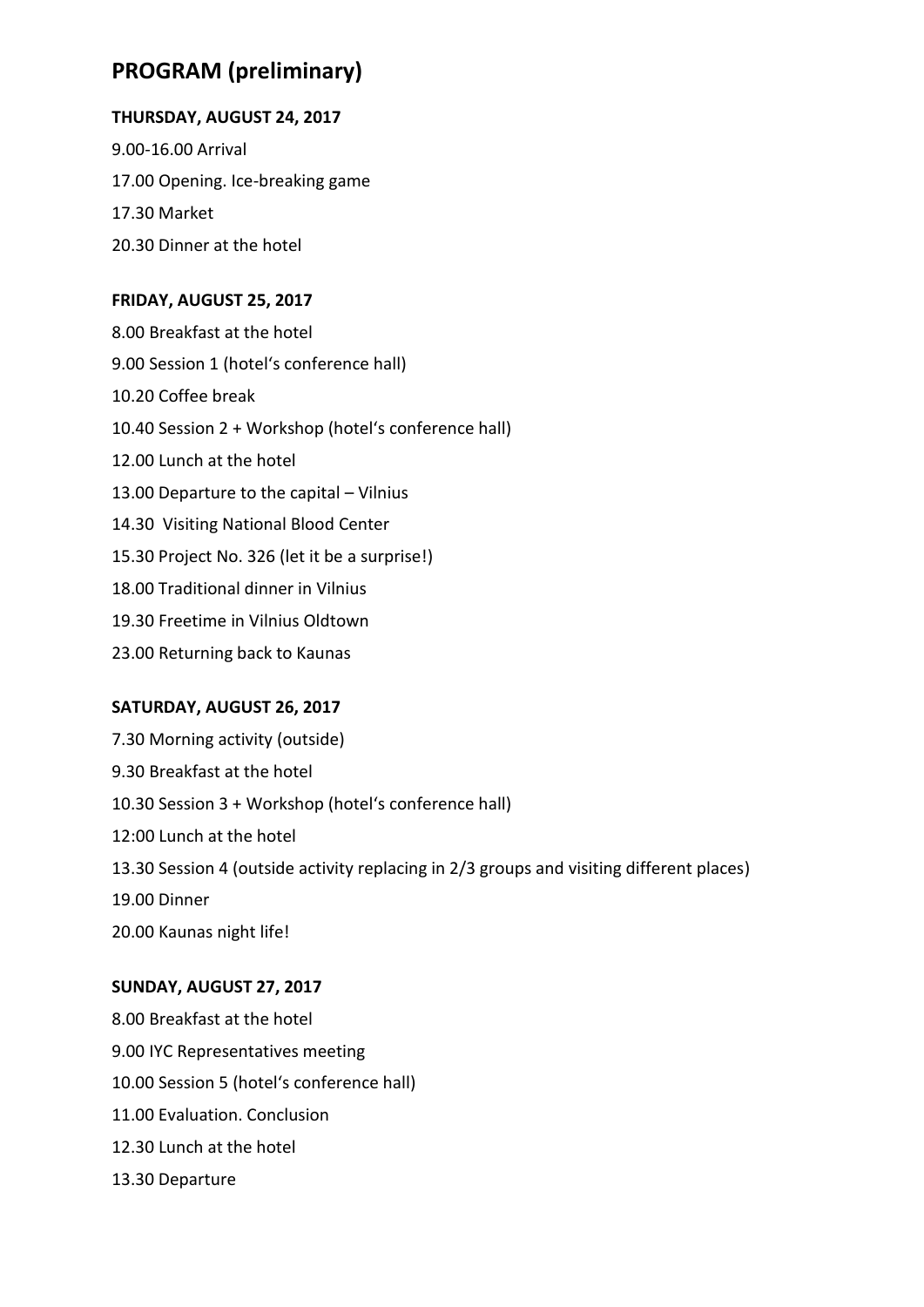# PROGRAM (preliminary)

**THURSDAY, AUGUST 24, 2017**

9.00-16.00 Arrival

17.00 Opening. Ice-breaking game

17.30 Market

20.30 Dinner at the hotel

**FRIDAY, AUGUST 25, 2017**

8.00 Breakfast at the hotel

9.00 Session 1 (hotel's conference hall)

10.20 Coffee break

10.40 Session 2 + Workshop (hotel's conference hall)

12.00 Lunch at the hotel

13.00 Departure to the capital – Vilnius

14.30 Visiting National Blood Center

15.30 Project No. 326 (let it be a surprise!)

18.00 Traditional dinner in Vilnius

19.30 Freetime in Vilnius Oldtown

23.00 Returning back to Kaunas

**SATURDAY, AUGUST 26, 2017**

7.30 Morning activity (outside)

9.30 Breakfast at the hotel

10.30 Session 3 + Workshop (hotel's conference hall)

12:00 Lunch at the hotel

13.30 Session 4 (outside activity replacing in 2/3 groups and visiting different places)

19.00 Dinner

20.00 Kaunas night life!

**SUNDAY, AUGUST 27, 2017**

8.00 Breakfast at the hotel

9.00 IYC Representatives meeting

10.00 Session 5 (hotel's conference hall)

11.00 Evaluation. Conclusion

12.30 Lunch at the hotel

13.30 Departure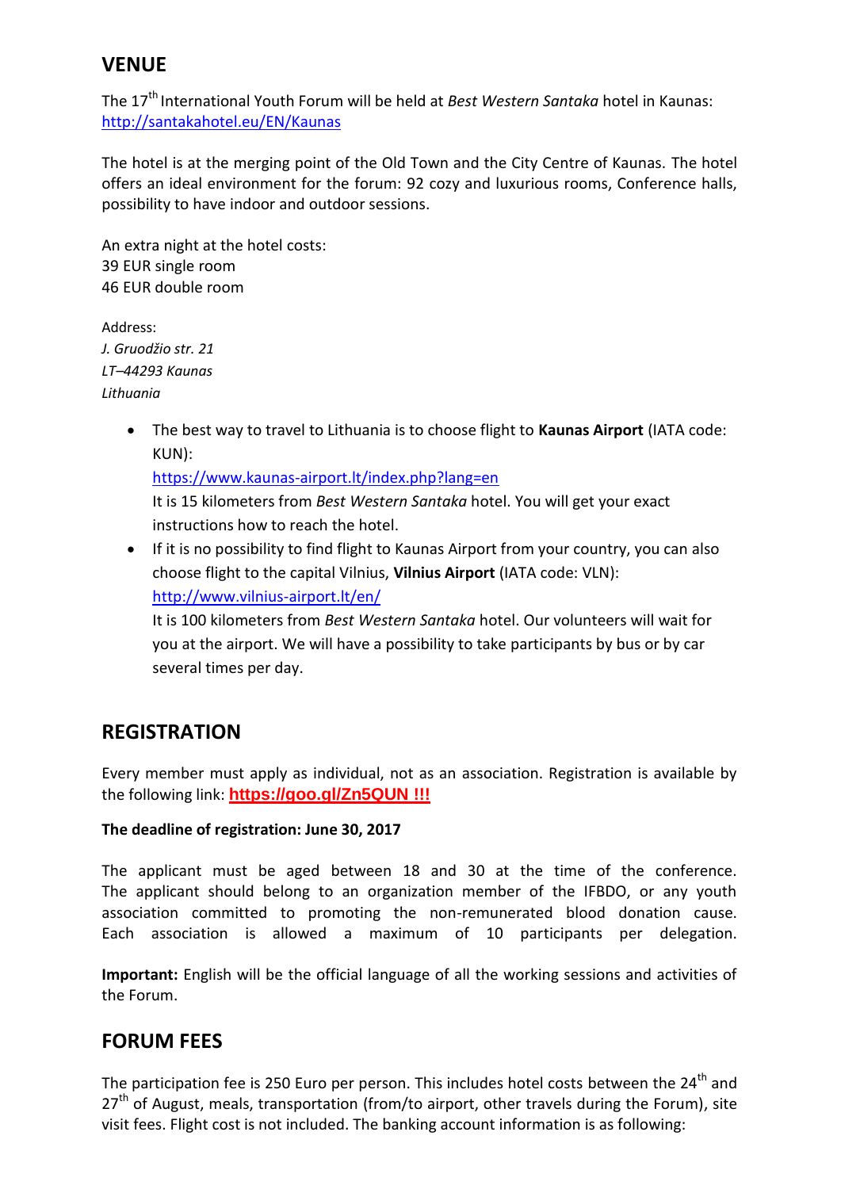## VENUE

The 17th International Youth Forum will be held at *Best Western Santaka* hotel in Kaunas: http://santakahotel.eu/EN/Kaunas

The hotel is at the merging point of the Old Town and the City Centre of Kaunas. The hotel offers an ideal environment for the forum: 92 cozy and luxurious rooms, Conference halls, possibility to have indoor and outdoor sessions.

An extra night at the hotel costs:
39 EUR single room
46 EUR double room

Address:
*J. Gruodžio str. 21*
*LT–44293 Kaunas*
*Lithuania*

- The best way to travel to Lithuania is to choose flight to **Kaunas Airport** (IATA code: KUN):
  https://www.kaunas-airport.lt/index.php?lang=en
  It is 15 kilometers from *Best Western Santaka* hotel. You will get your exact instructions how to reach the hotel.
- If it is no possibility to find flight to Kaunas Airport from your country, you can also choose flight to the capital Vilnius, **Vilnius Airport** (IATA code: VLN):
  http://www.vilnius-airport.lt/en/
  It is 100 kilometers from *Best Western Santaka* hotel. Our volunteers will wait for you at the airport. We will have a possibility to take participants by bus or by car several times per day.

## REGISTRATION

Every member must apply as individual, not as an association. Registration is available by the following link: **https://goo.gl/Zn5QUN !!!**

**The deadline of registration: June 30, 2017**

The applicant must be aged between 18 and 30 at the time of the conference. The applicant should belong to an organization member of the IFBDO, or any youth association committed to promoting the non-remunerated blood donation cause. Each association is allowed a maximum of 10 participants per delegation.

**Important:** English will be the official language of all the working sessions and activities of the Forum.

## FORUM FEES

The participation fee is 250 Euro per person. This includes hotel costs between the 24th and 27th of August, meals, transportation (from/to airport, other travels during the Forum), site visit fees. Flight cost is not included. The banking account information is as following: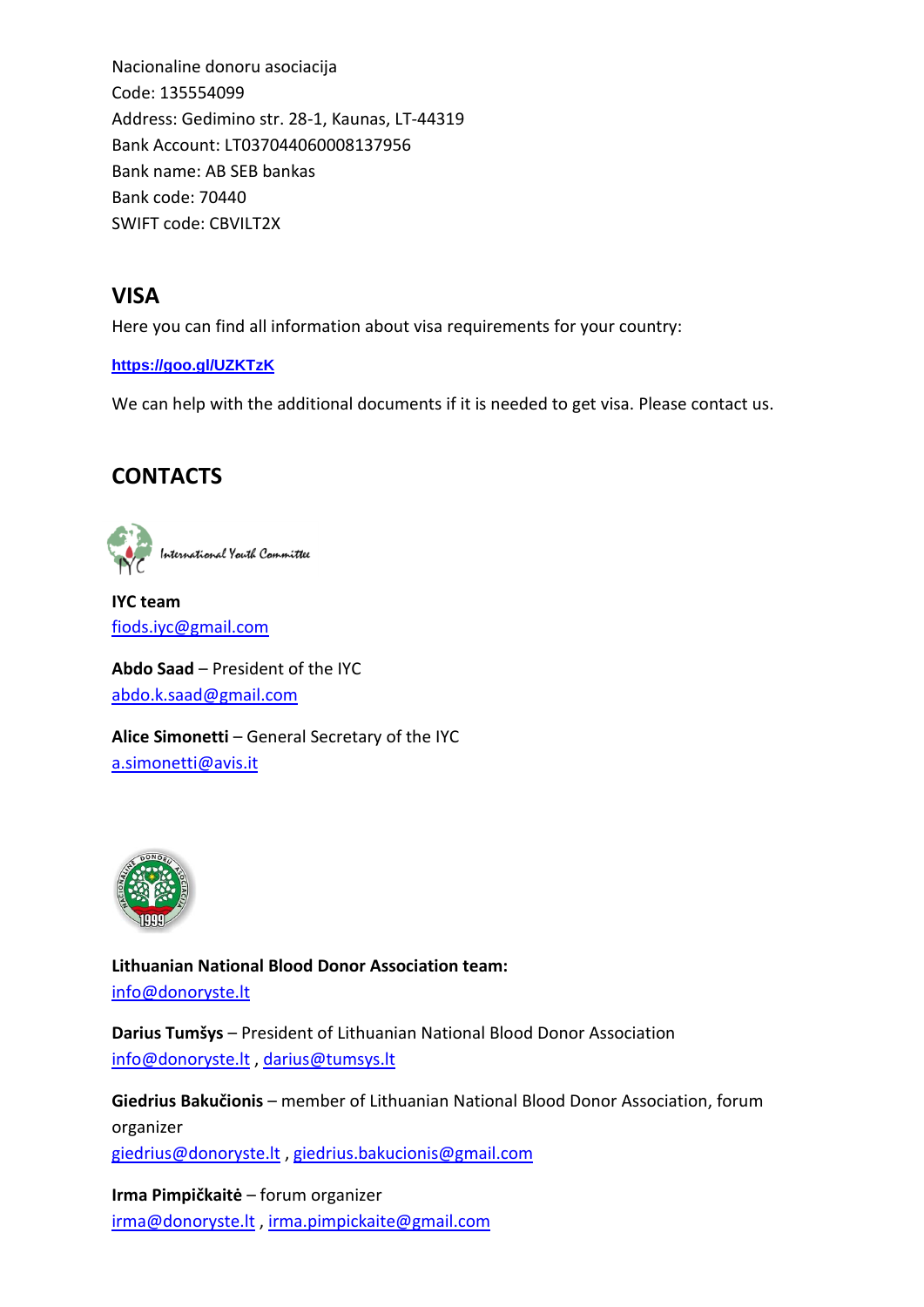Nacionaline donoru asociacija
Code: 135554099
Address: Gedimino str. 28-1, Kaunas, LT-44319
Bank Account: LT037044060008137956
Bank name: AB SEB bankas
Bank code: 70440
SWIFT code: CBVILT2X

## VISA

Here you can find all information about visa requirements for your country:

**https://goo.gl/UZKTzK**

We can help with the additional documents if it is needed to get visa. Please contact us.

## CONTACTS

International Youth Committee

**IYC team**
fiods.iyc@gmail.com

**Abdo Saad** – President of the IYC
abdo.k.saad@gmail.com

**Alice Simonetti** – General Secretary of the IYC
a.simonetti@avis.it

**Lithuanian National Blood Donor Association team:**
info@donoryste.lt

**Darius Tumšys** – President of Lithuanian National Blood Donor Association
info@donoryste.lt , darius@tumsys.lt

**Giedrius Bakučionis** – member of Lithuanian National Blood Donor Association, forum organizer
giedrius@donoryste.lt , giedrius.bakucionis@gmail.com

**Irma Pimpičkaitė** – forum organizer
irma@donoryste.lt , irma.pimpickaite@gmail.com